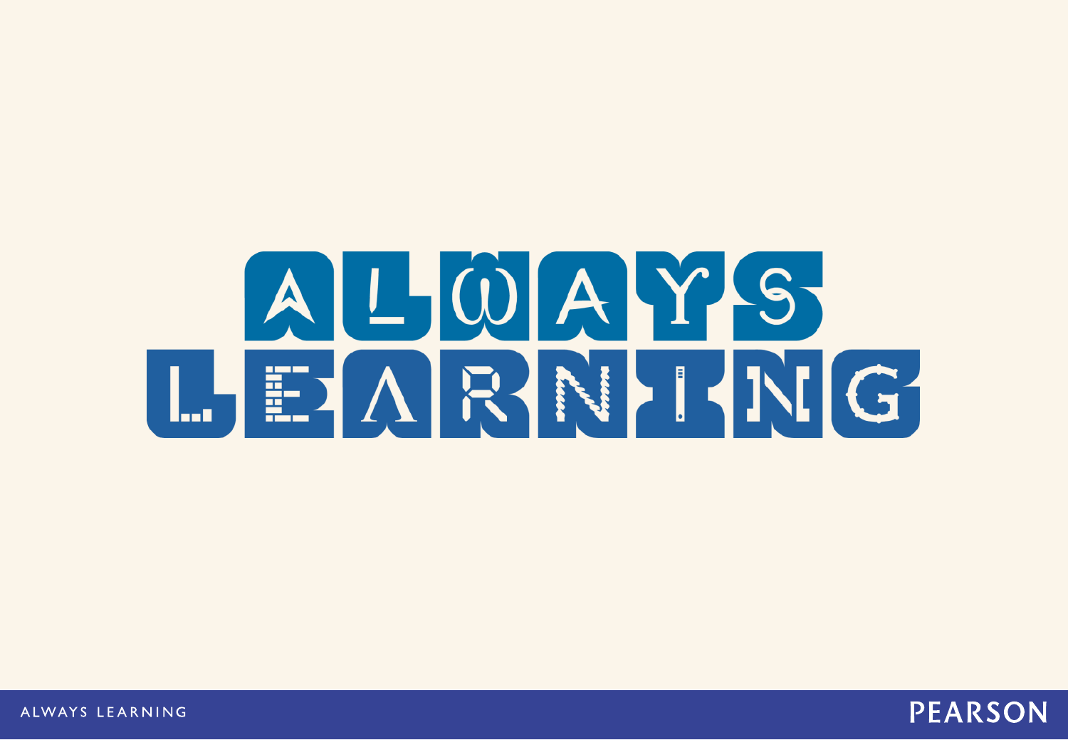# ALWAYS LEARNING

ALWAYS LEARNING

PEARSON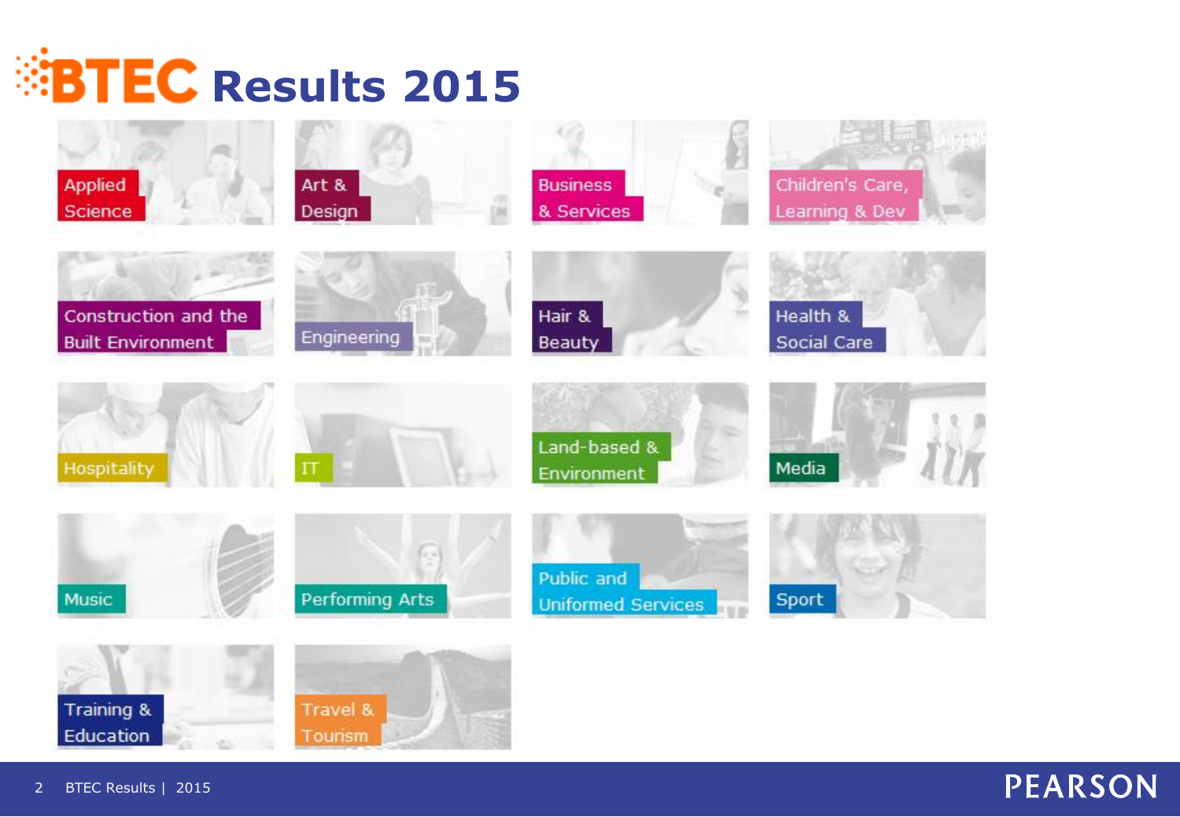# BTEC Results 2015

- Applied Science
- Art & Design
- Business & Services
- Children's Care, Learning & Dev
- Construction and the Built Environment
- Engineering
- Hair & Beauty
- Health & Social Care
- Hospitality
- IT
- Land-based & Environment
- Media
- Music
- Performing Arts
- Public and Uniformed Services
- Sport
- Training & Education
- Travel & Tourism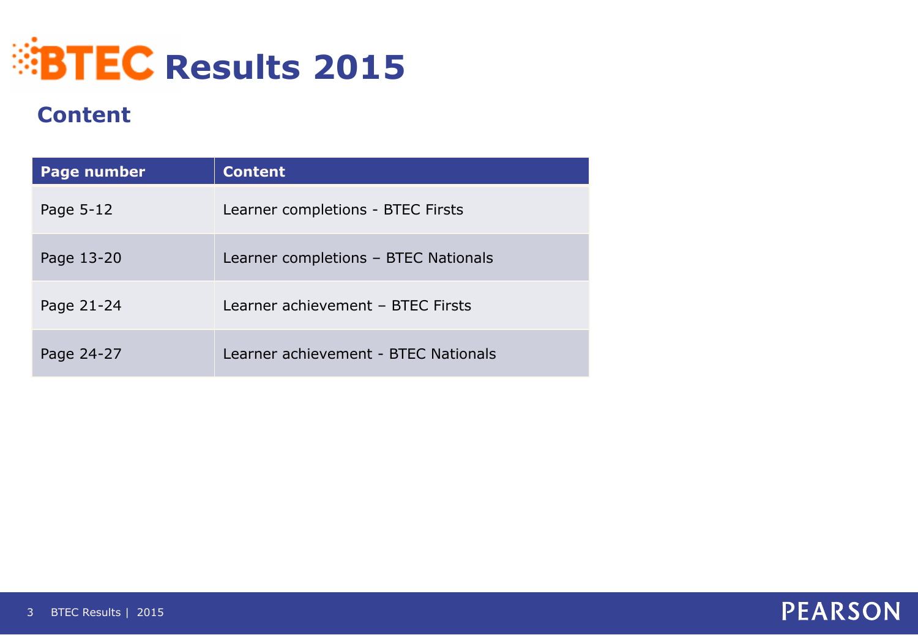# BTEC Results 2015

## Content

| Page number | Content |
|---|---|
| Page 5-12 | Learner completions - BTEC Firsts |
| Page 13-20 | Learner completions – BTEC Nationals |
| Page 21-24 | Learner achievement – BTEC Firsts |
| Page 24-27 | Learner achievement - BTEC Nationals |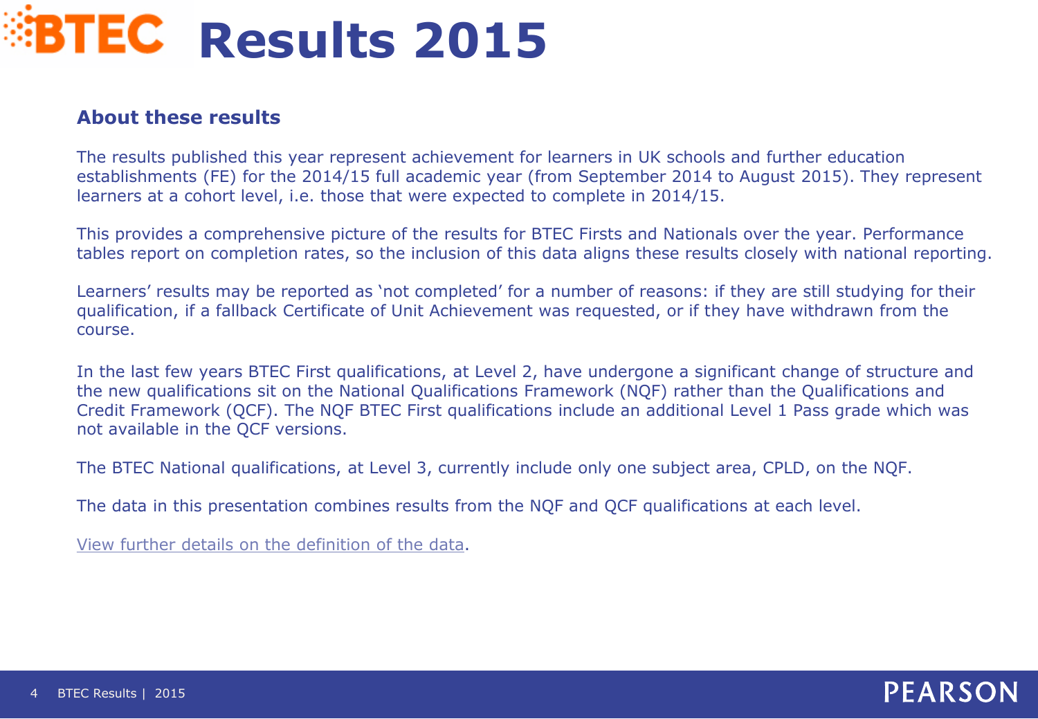# BTEC Results 2015

## About these results

The results published this year represent achievement for learners in UK schools and further education establishments (FE) for the 2014/15 full academic year (from September 2014 to August 2015). They represent learners at a cohort level, i.e. those that were expected to complete in 2014/15.

This provides a comprehensive picture of the results for BTEC Firsts and Nationals over the year. Performance tables report on completion rates, so the inclusion of this data aligns these results closely with national reporting.

Learners' results may be reported as 'not completed' for a number of reasons: if they are still studying for their qualification, if a fallback Certificate of Unit Achievement was requested, or if they have withdrawn from the course.

In the last few years BTEC First qualifications, at Level 2, have undergone a significant change of structure and the new qualifications sit on the National Qualifications Framework (NQF) rather than the Qualifications and Credit Framework (QCF). The NQF BTEC First qualifications include an additional Level 1 Pass grade which was not available in the QCF versions.

The BTEC National qualifications, at Level 3, currently include only one subject area, CPLD, on the NQF.

The data in this presentation combines results from the NQF and QCF qualifications at each level.

View further details on the definition of the data.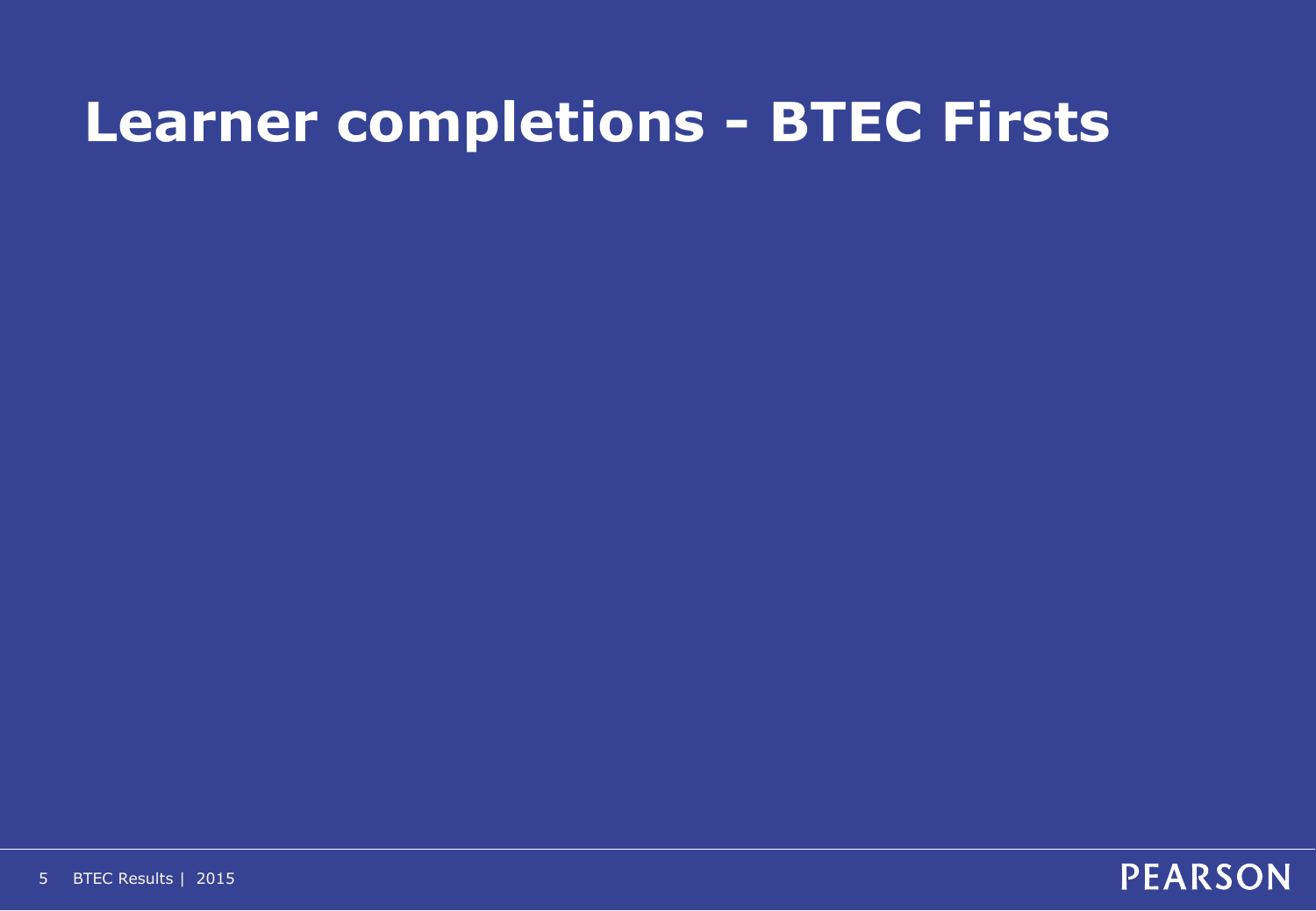# Learner completions - BTEC Firsts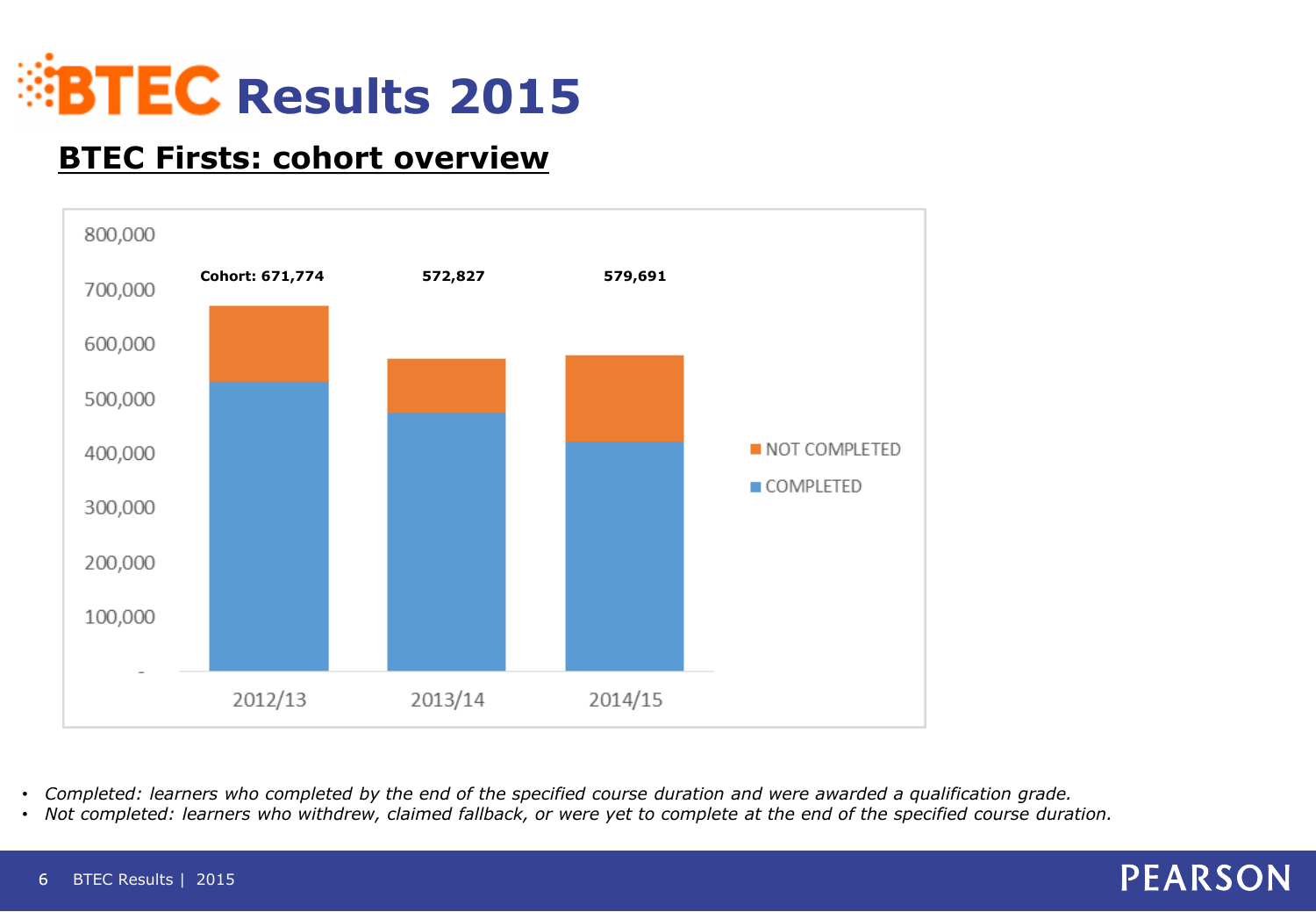# BTEC Results 2015

## BTEC Firsts: cohort overview

| | 2012/13 | 2013/14 | 2014/15 |
|---|---|---|---|
| Cohort | 671,774 | 572,827 | 579,691 |

- *Completed: learners who completed by the end of the specified course duration and were awarded a qualification grade.*
- *Not completed: learners who withdrew, claimed fallback, or were yet to complete at the end of the specified course duration.*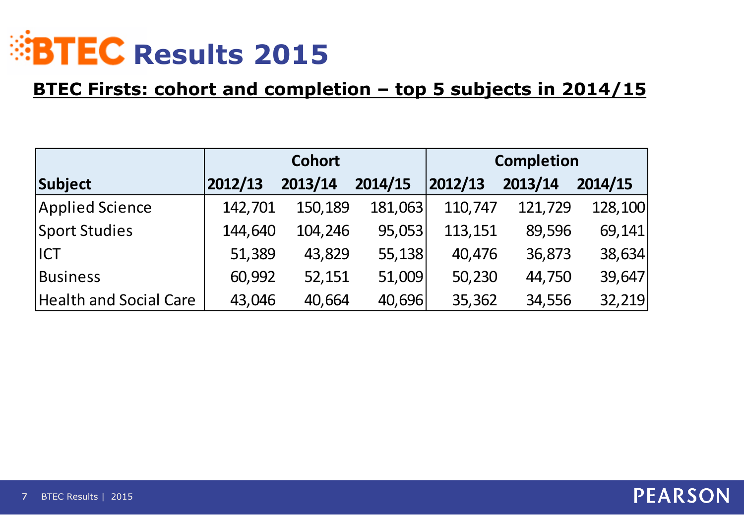# BTEC Results 2015

## BTEC Firsts: cohort and completion – top 5 subjects in 2014/15

| | Cohort | | | Completion | | |
|---|---|---|---|---|---|---|
| Subject | 2012/13 | 2013/14 | 2014/15 | 2012/13 | 2013/14 | 2014/15 |
| Applied Science | 142,701 | 150,189 | 181,063 | 110,747 | 121,729 | 128,100 |
| Sport Studies | 144,640 | 104,246 | 95,053 | 113,151 | 89,596 | 69,141 |
| ICT | 51,389 | 43,829 | 55,138 | 40,476 | 36,873 | 38,634 |
| Business | 60,992 | 52,151 | 51,009 | 50,230 | 44,750 | 39,647 |
| Health and Social Care | 43,046 | 40,664 | 40,696 | 35,362 | 34,556 | 32,219 |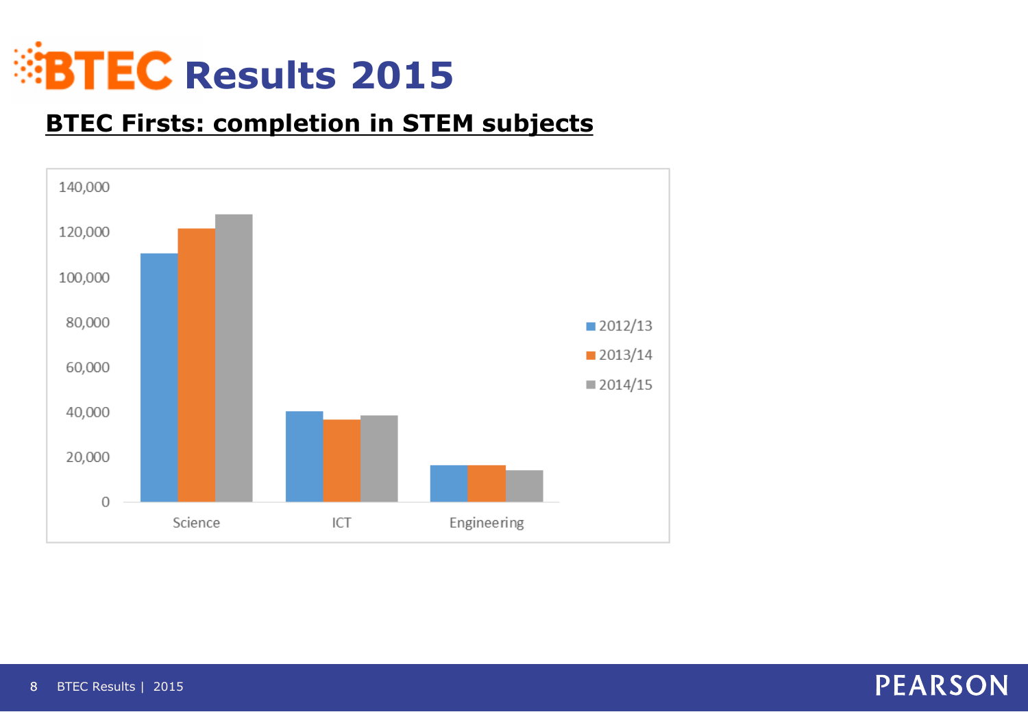# BTEC Results 2015

## BTEC Firsts: completion in STEM subjects

140,000
120,000
100,000
80,000
60,000
40,000
20,000
0

Science | ICT | Engineering

2012/13
2013/14
2014/15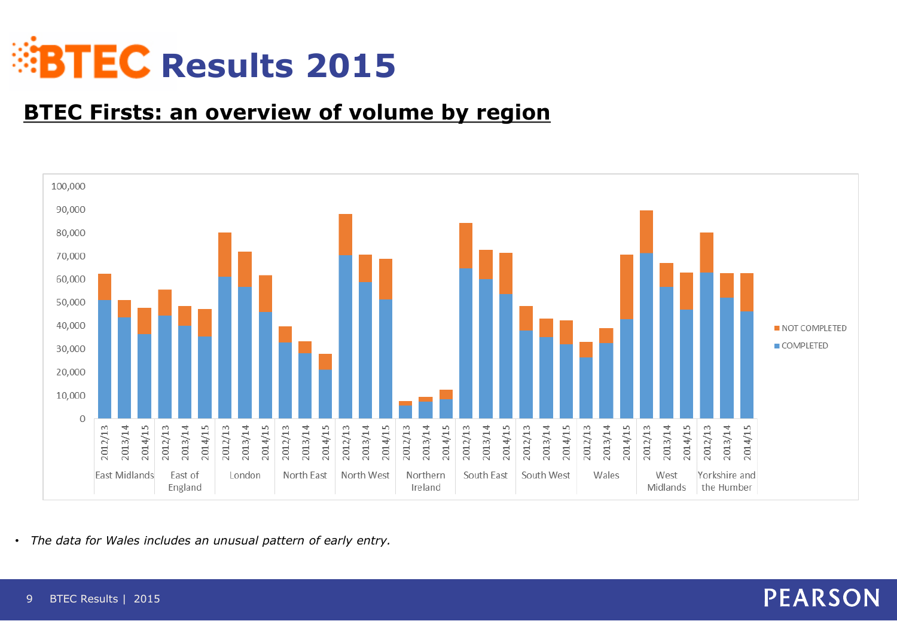# BTEC Results 2015

## BTEC Firsts: an overview of volume by region

- *The data for Wales includes an unusual pattern of early entry.*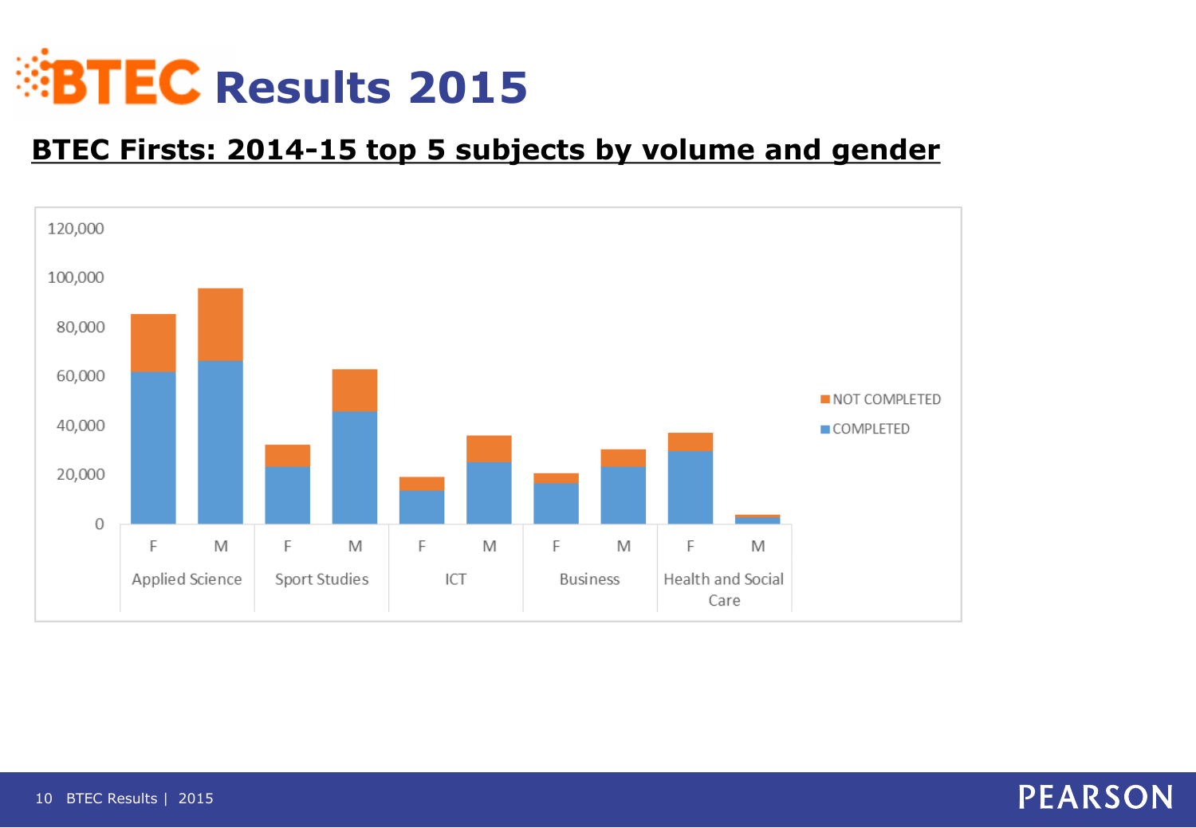# BTEC Results 2015

## BTEC Firsts: 2014-15 top 5 subjects by volume and gender

120,000
100,000
80,000
60,000
40,000
20,000
0

F M
Applied Science

F M
Sport Studies

F M
ICT

F M
Business

F M
Health and Social Care

NOT COMPLETED
COMPLETED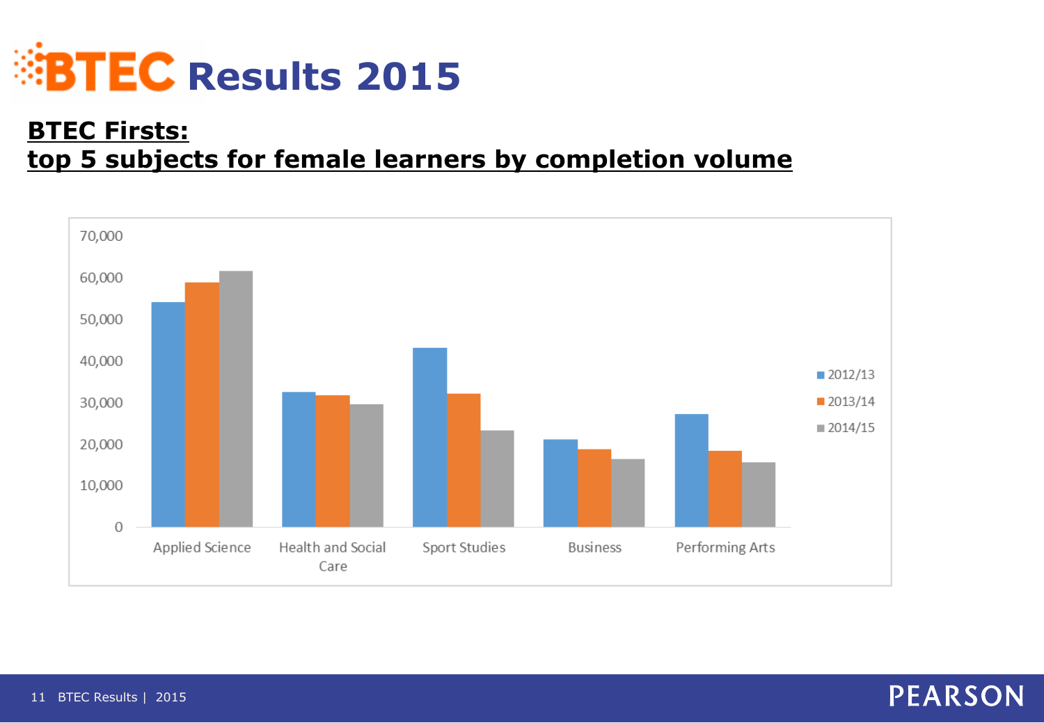# BTEC Results 2015

## BTEC Firsts: top 5 subjects for female learners by completion volume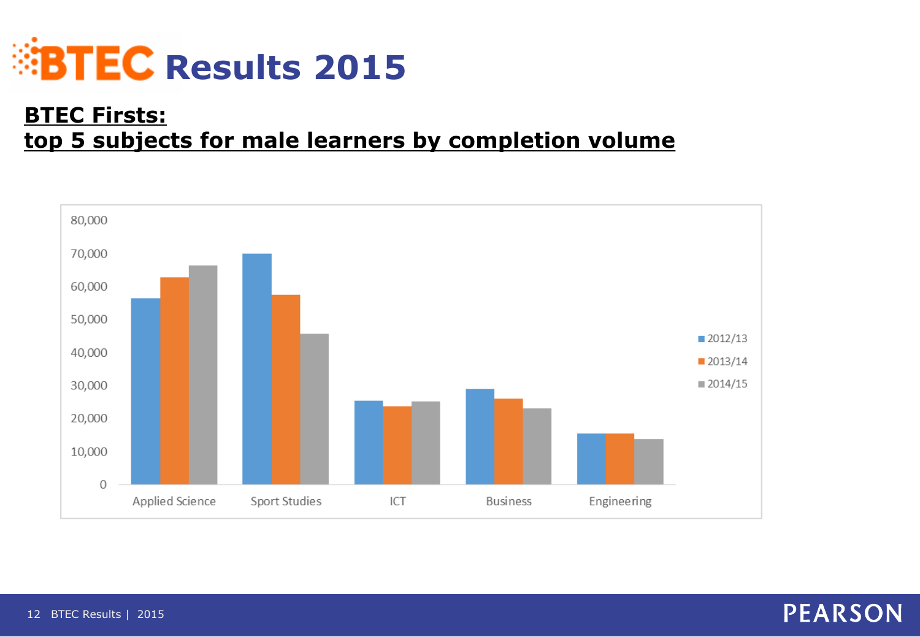# BTEC Results 2015

## BTEC Firsts: top 5 subjects for male learners by completion volume

80,000
70,000
60,000
50,000
40,000
30,000
20,000
10,000
0

Applied Science | Sport Studies | ICT | Business | Engineering

- 2012/13
- 2013/14
- 2014/15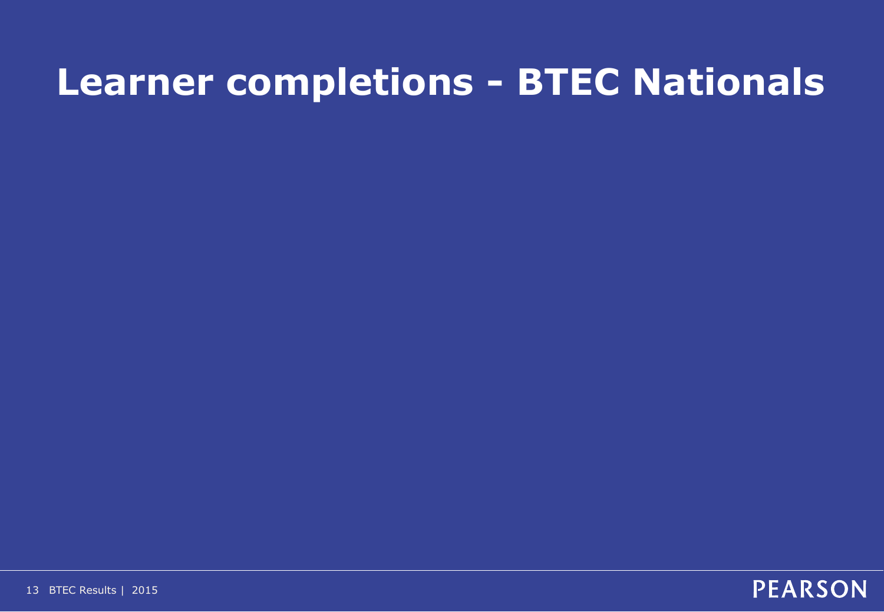# Learner completions - BTEC Nationals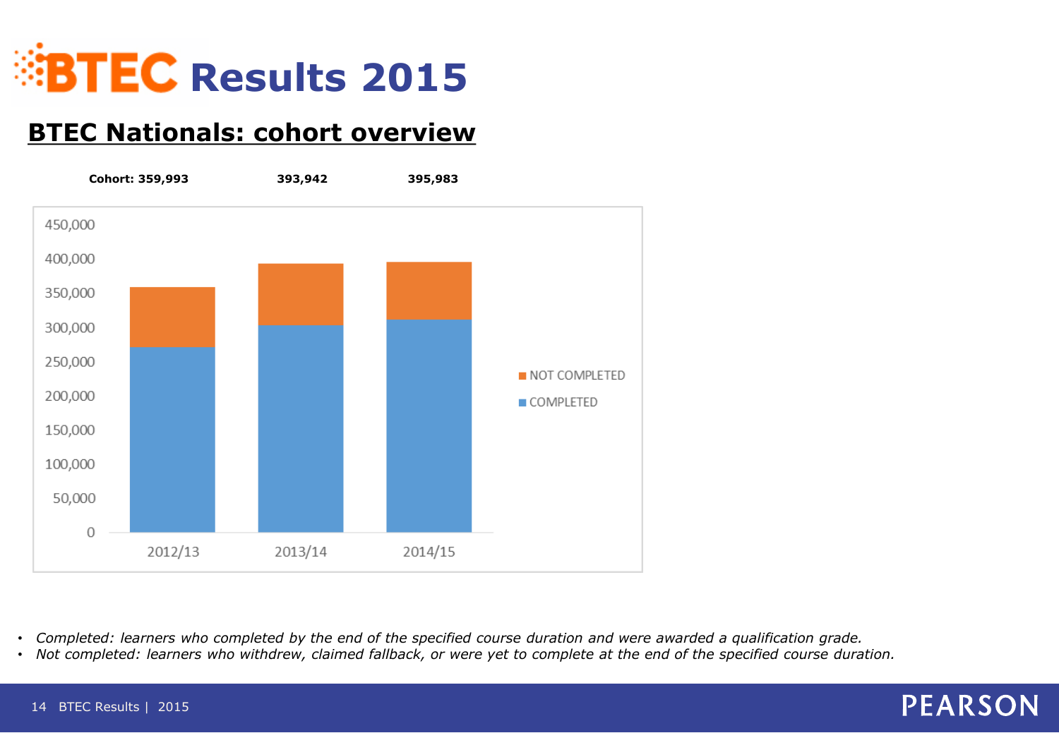# BTEC Results 2015

## BTEC Nationals: cohort overview

**Cohort: 359,993** **393,942** **395,983**

- *Completed: learners who completed by the end of the specified course duration and were awarded a qualification grade.*
- *Not completed: learners who withdrew, claimed fallback, or were yet to complete at the end of the specified course duration.*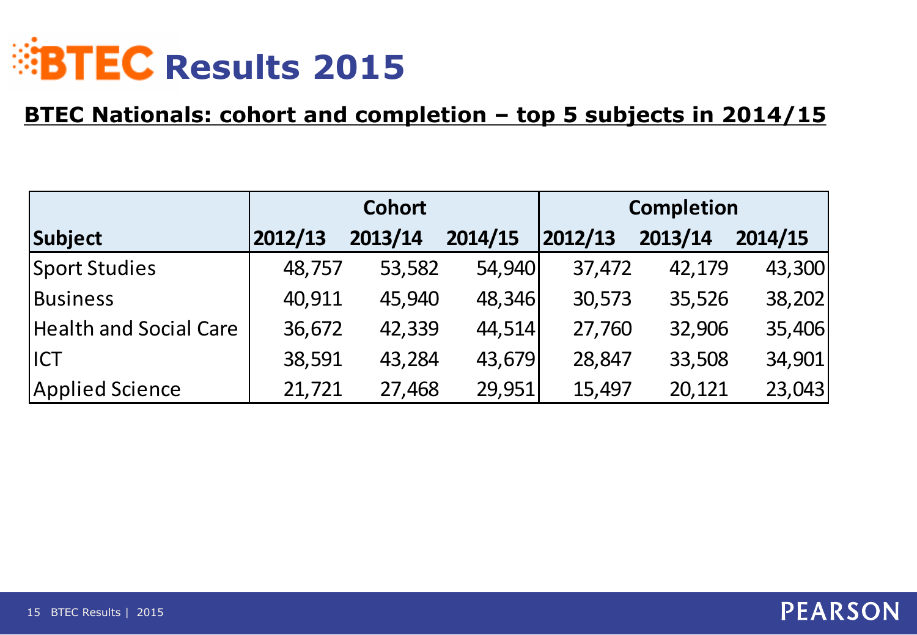# BTEC Results 2015

## BTEC Nationals: cohort and completion – top 5 subjects in 2014/15

| Subject | Cohort | | | Completion | | |
|---|---|---|---|---|---|---|
| | 2012/13 | 2013/14 | 2014/15 | 2012/13 | 2013/14 | 2014/15 |
| Sport Studies | 48,757 | 53,582 | 54,940 | 37,472 | 42,179 | 43,300 |
| Business | 40,911 | 45,940 | 48,346 | 30,573 | 35,526 | 38,202 |
| Health and Social Care | 36,672 | 42,339 | 44,514 | 27,760 | 32,906 | 35,406 |
| ICT | 38,591 | 43,284 | 43,679 | 28,847 | 33,508 | 34,901 |
| Applied Science | 21,721 | 27,468 | 29,951 | 15,497 | 20,121 | 23,043 |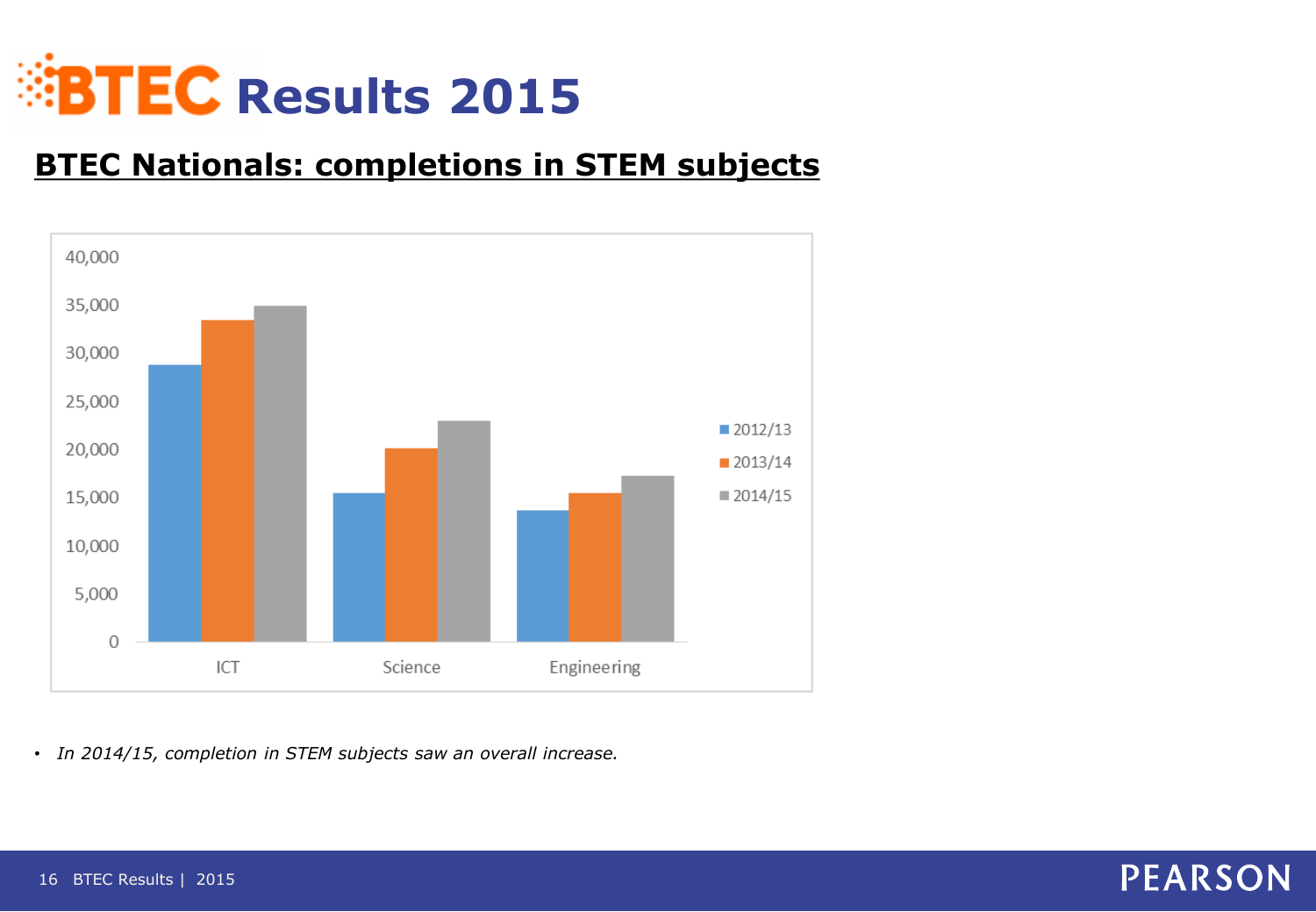# BTEC Results 2015

## BTEC Nationals: completions in STEM subjects

- *In 2014/15, completion in STEM subjects saw an overall increase.*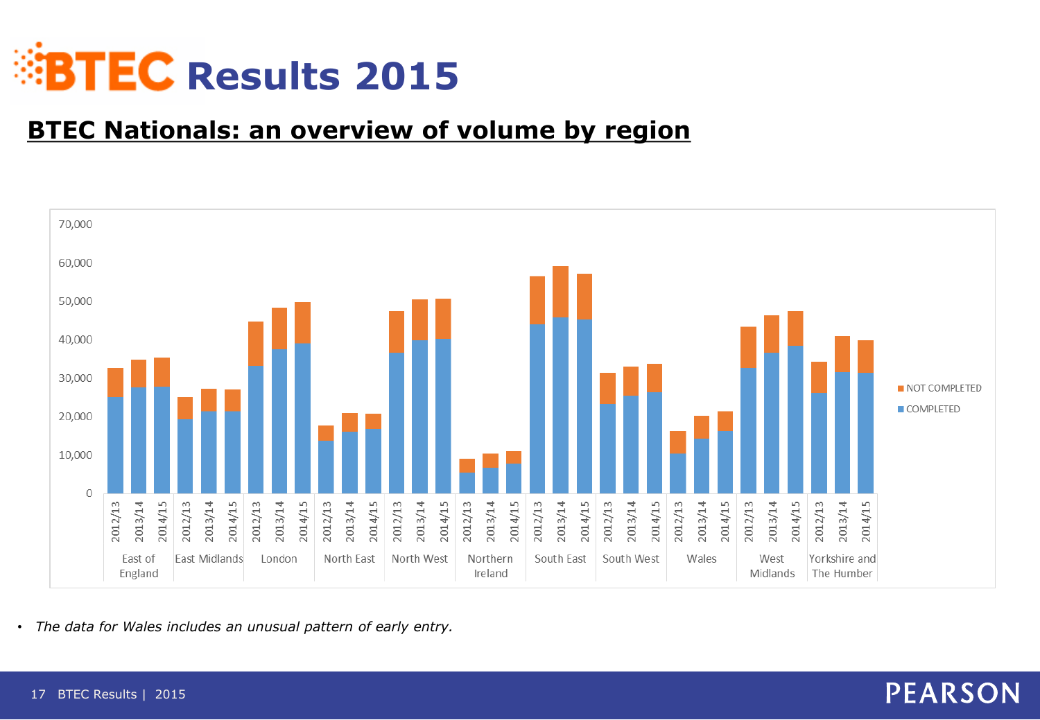# BTEC Results 2015

## BTEC Nationals: an overview of volume by region

- *The data for Wales includes an unusual pattern of early entry.*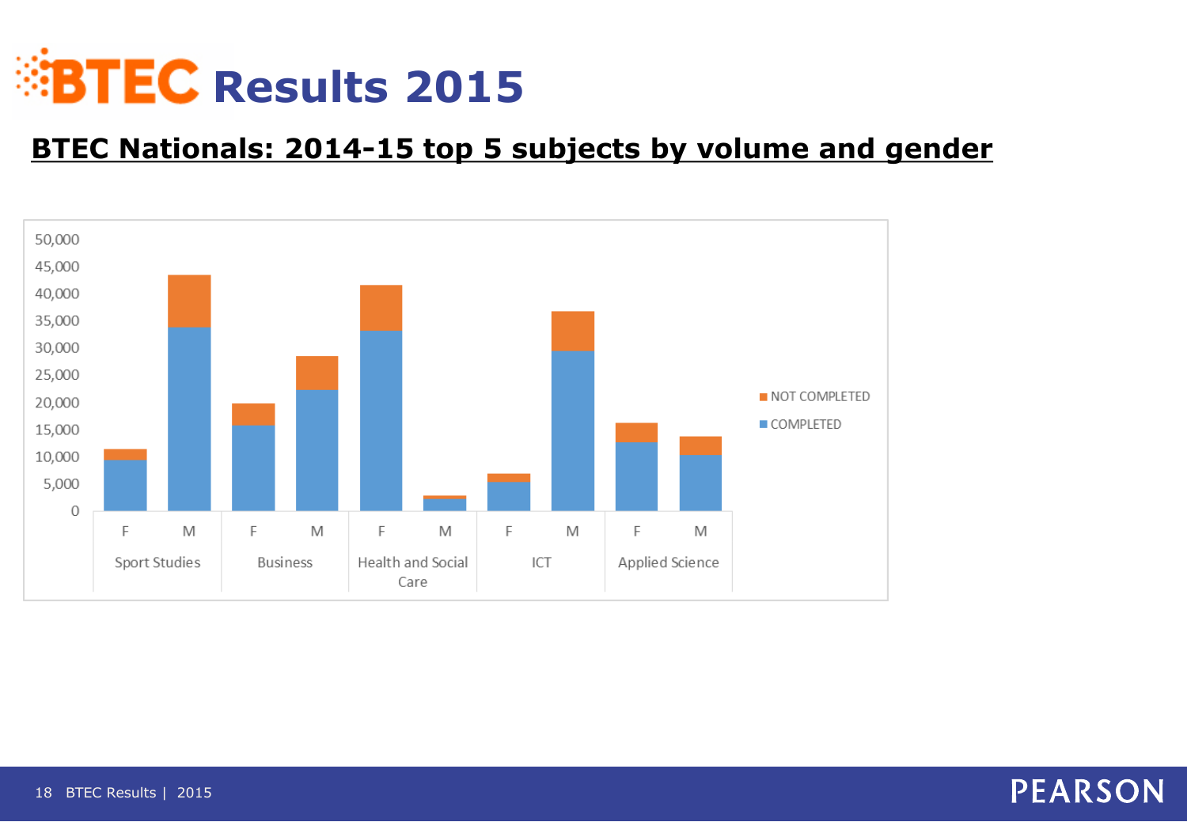# BTEC Results 2015

## BTEC Nationals: 2014-15 top 5 subjects by volume and gender

50,000
45,000
40,000
35,000
30,000
25,000
20,000
15,000
10,000
5,000
0

F M
Sport Studies

F M
Business

F M
Health and Social Care

F M
ICT

F M
Applied Science

NOT COMPLETED
COMPLETED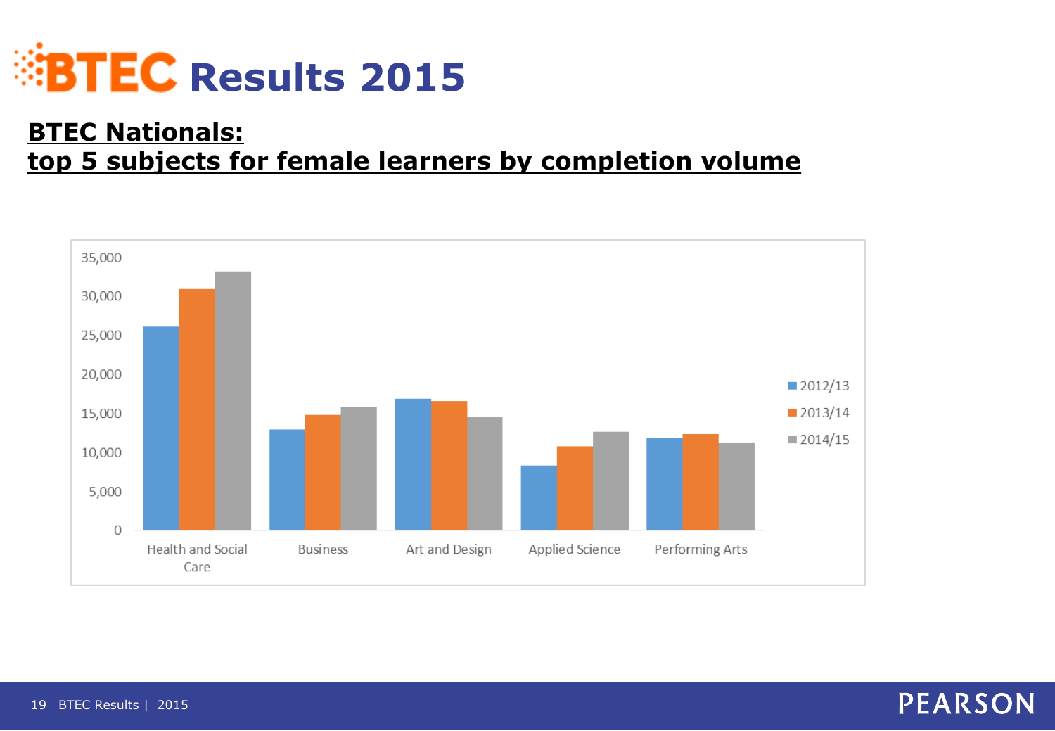# BTEC Results 2015

## BTEC Nationals: top 5 subjects for female learners by completion volume

| Subject | 2012/13 | 2013/14 | 2014/15 |
|---|---|---|---|
| Health and Social Care | | | |
| Business | | | |
| Art and Design | | | |
| Applied Science | | | |
| Performing Arts | | | |

35,000
30,000
25,000
20,000
15,000
10,000
5,000
0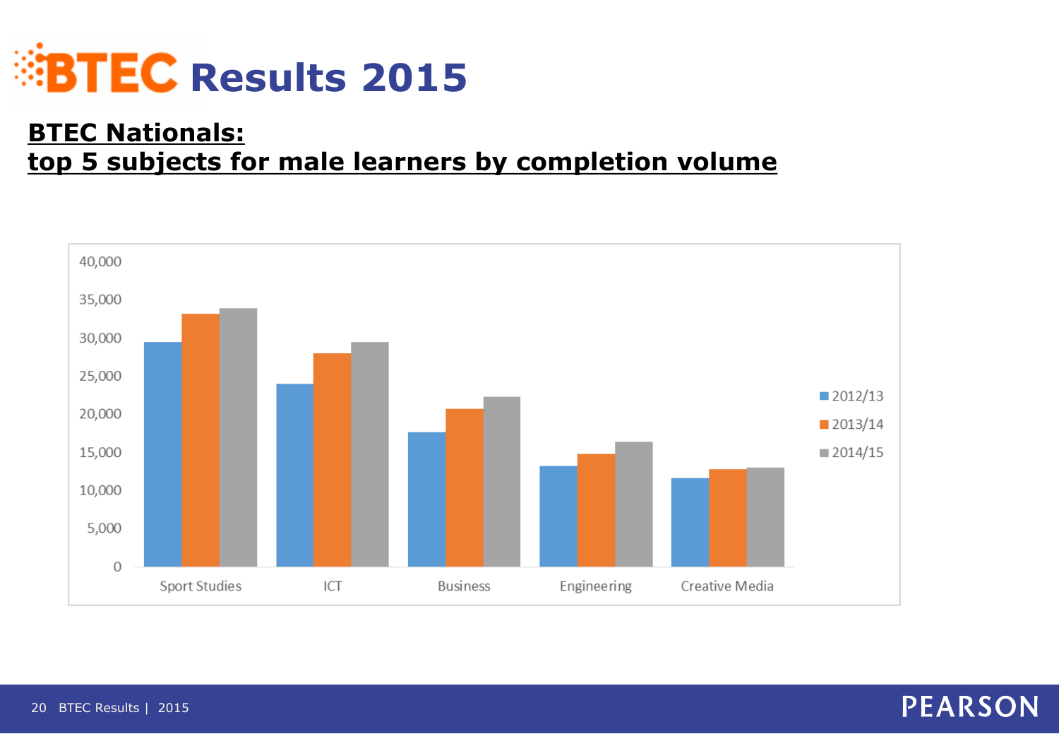# BTEC Results 2015

## **BTEC Nationals: top 5 subjects for male learners by completion volume**

| Subject | 2012/13 | 2013/14 | 2014/15 |
|---|---|---|---|
| Sport Studies | | | |
| ICT | | | |
| Business | | | |
| Engineering | | | |
| Creative Media | | | |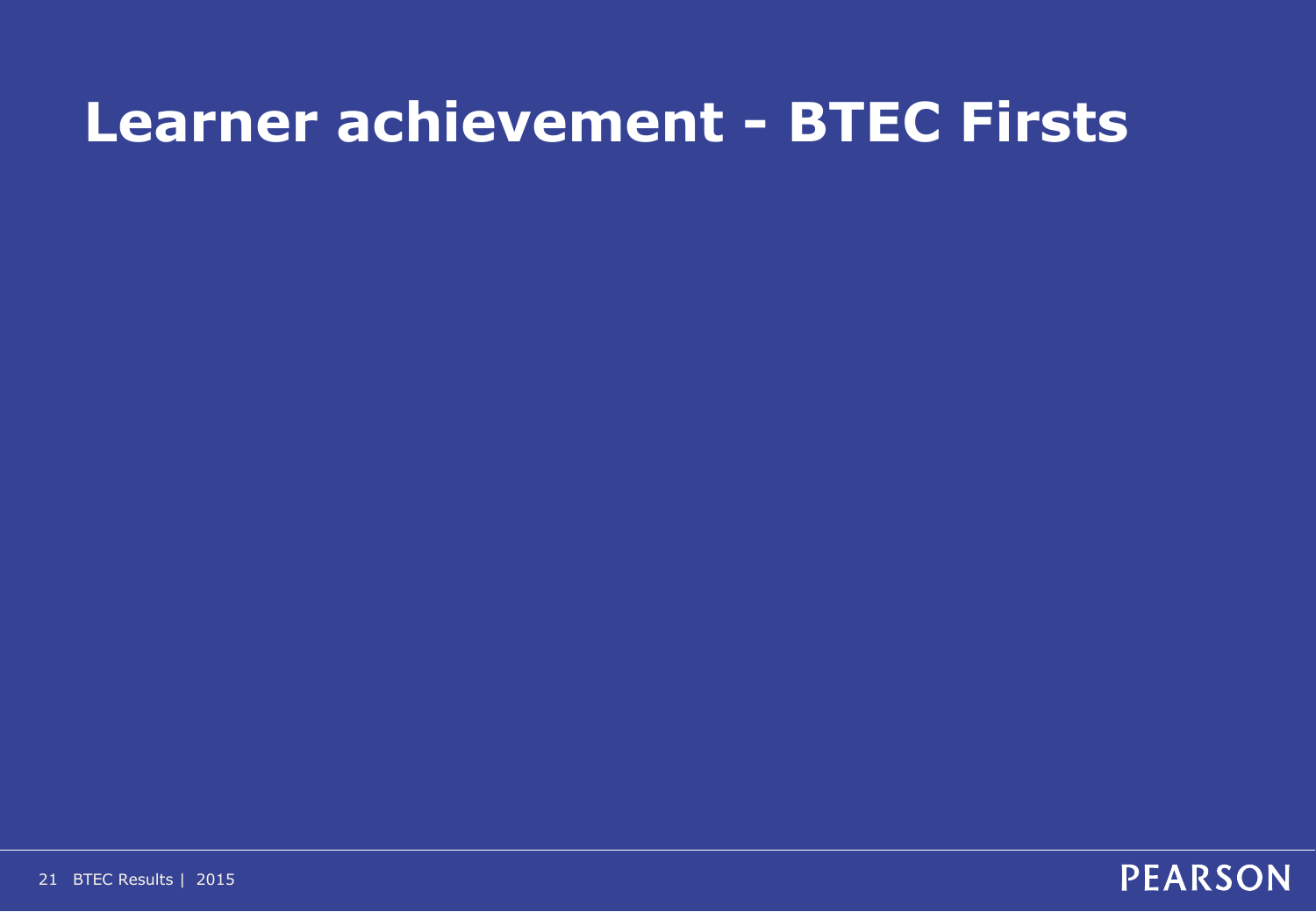# Learner achievement - BTEC Firsts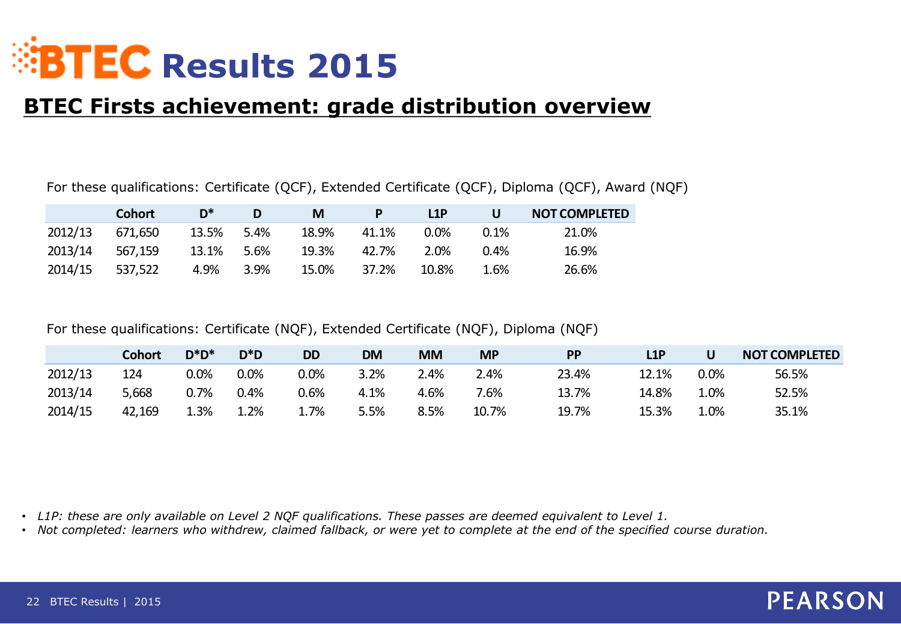# BTEC Results 2015

## BTEC Firsts achievement: grade distribution overview

For these qualifications: Certificate (QCF), Extended Certificate (QCF), Diploma (QCF), Award (NQF)

| | Cohort | D* | D | M | P | L1P | U | NOT COMPLETED |
|---|---|---|---|---|---|---|---|---|
| 2012/13 | 671,650 | 13.5% | 5.4% | 18.9% | 41.1% | 0.0% | 0.1% | 21.0% |
| 2013/14 | 567,159 | 13.1% | 5.6% | 19.3% | 42.7% | 2.0% | 0.4% | 16.9% |
| 2014/15 | 537,522 | 4.9% | 3.9% | 15.0% | 37.2% | 10.8% | 1.6% | 26.6% |

For these qualifications: Certificate (NQF), Extended Certificate (NQF), Diploma (NQF)

| | Cohort | D*D* | D*D | DD | DM | MM | MP | PP | L1P | U | NOT COMPLETED |
|---|---|---|---|---|---|---|---|---|---|---|---|
| 2012/13 | 124 | 0.0% | 0.0% | 0.0% | 3.2% | 2.4% | 2.4% | 23.4% | 12.1% | 0.0% | 56.5% |
| 2013/14 | 5,668 | 0.7% | 0.4% | 0.6% | 4.1% | 4.6% | 7.6% | 13.7% | 14.8% | 1.0% | 52.5% |
| 2014/15 | 42,169 | 1.3% | 1.2% | 1.7% | 5.5% | 8.5% | 10.7% | 19.7% | 15.3% | 1.0% | 35.1% |

- *L1P: these are only available on Level 2 NQF qualifications. These passes are deemed equivalent to Level 1.*
- *Not completed: learners who withdrew, claimed fallback, or were yet to complete at the end of the specified course duration.*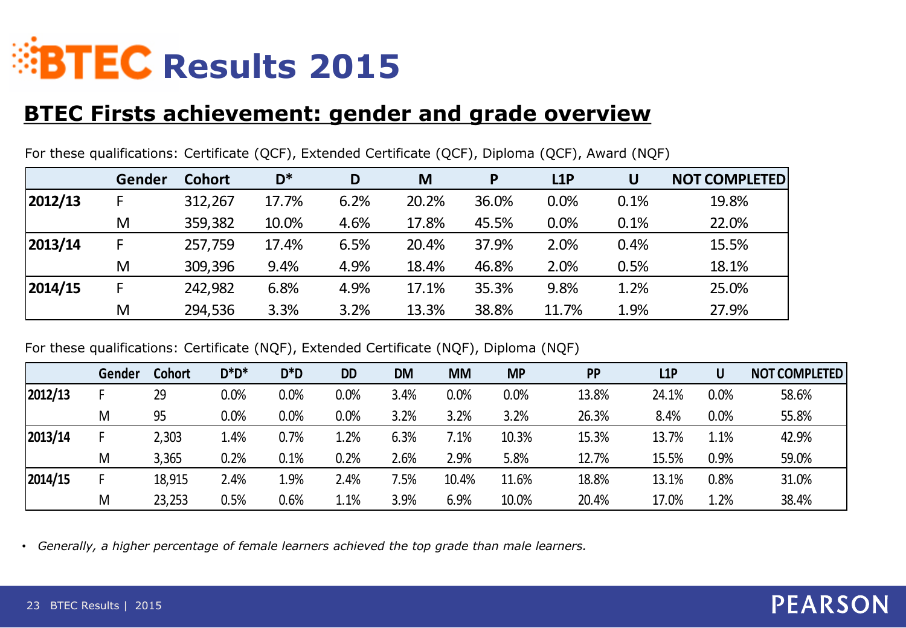# BTEC Results 2015

## BTEC Firsts achievement: gender and grade overview

For these qualifications: Certificate (QCF), Extended Certificate (QCF), Diploma (QCF), Award (NQF)

| | Gender | Cohort | D* | D | M | P | L1P | U | NOT COMPLETED |
|---|---|---|---|---|---|---|---|---|---|
| 2012/13 | F | 312,267 | 17.7% | 6.2% | 20.2% | 36.0% | 0.0% | 0.1% | 19.8% |
| | M | 359,382 | 10.0% | 4.6% | 17.8% | 45.5% | 0.0% | 0.1% | 22.0% |
| 2013/14 | F | 257,759 | 17.4% | 6.5% | 20.4% | 37.9% | 2.0% | 0.4% | 15.5% |
| | M | 309,396 | 9.4% | 4.9% | 18.4% | 46.8% | 2.0% | 0.5% | 18.1% |
| 2014/15 | F | 242,982 | 6.8% | 4.9% | 17.1% | 35.3% | 9.8% | 1.2% | 25.0% |
| | M | 294,536 | 3.3% | 3.2% | 13.3% | 38.8% | 11.7% | 1.9% | 27.9% |

For these qualifications: Certificate (NQF), Extended Certificate (NQF), Diploma (NQF)

| | Gender | Cohort | D*D* | D*D | DD | DM | MM | MP | PP | L1P | U | NOT COMPLETED |
|---|---|---|---|---|---|---|---|---|---|---|---|---|
| 2012/13 | F | 29 | 0.0% | 0.0% | 0.0% | 3.4% | 0.0% | 0.0% | 13.8% | 24.1% | 0.0% | 58.6% |
| | M | 95 | 0.0% | 0.0% | 0.0% | 3.2% | 3.2% | 3.2% | 26.3% | 8.4% | 0.0% | 55.8% |
| 2013/14 | F | 2,303 | 1.4% | 0.7% | 1.2% | 6.3% | 7.1% | 10.3% | 15.3% | 13.7% | 1.1% | 42.9% |
| | M | 3,365 | 0.2% | 0.1% | 0.2% | 2.6% | 2.9% | 5.8% | 12.7% | 15.5% | 0.9% | 59.0% |
| 2014/15 | F | 18,915 | 2.4% | 1.9% | 2.4% | 7.5% | 10.4% | 11.6% | 18.8% | 13.1% | 0.8% | 31.0% |
| | M | 23,253 | 0.5% | 0.6% | 1.1% | 3.9% | 6.9% | 10.0% | 20.4% | 17.0% | 1.2% | 38.4% |

- *Generally, a higher percentage of female learners achieved the top grade than male learners.*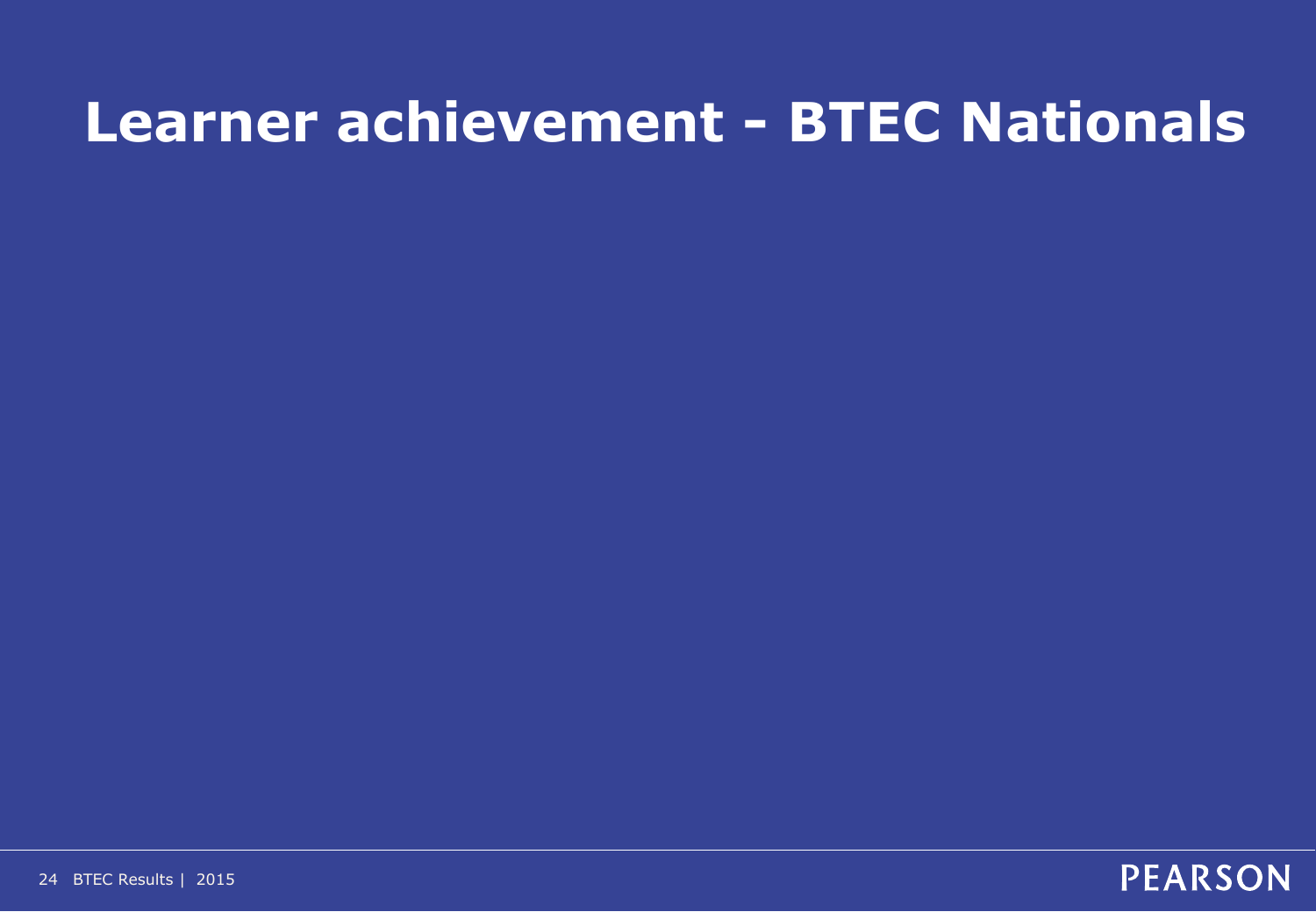# Learner achievement - BTEC Nationals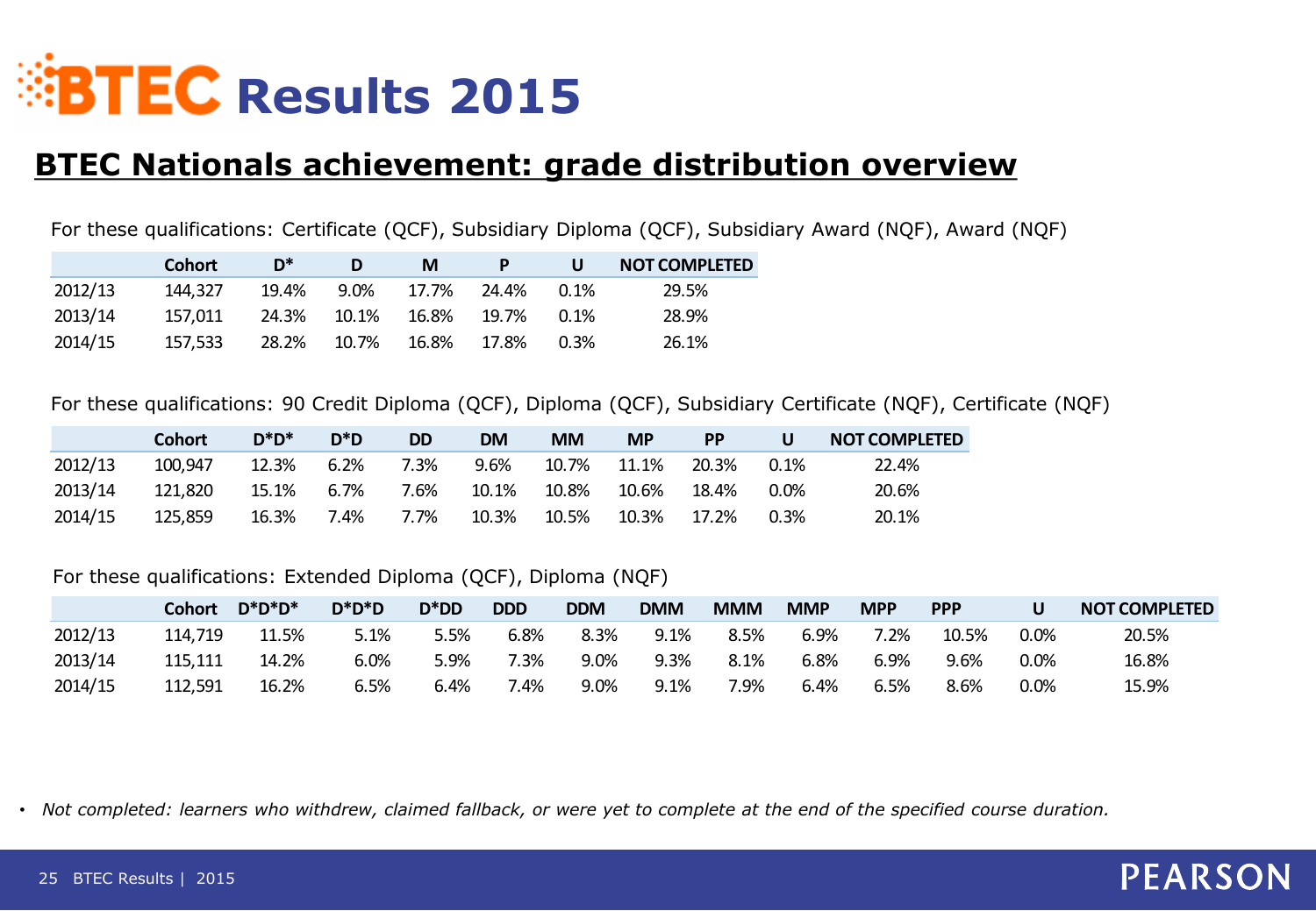# BTEC Results 2015

## BTEC Nationals achievement: grade distribution overview

For these qualifications: Certificate (QCF), Subsidiary Diploma (QCF), Subsidiary Award (NQF), Award (NQF)

| | Cohort | D* | D | M | P | U | NOT COMPLETED |
|---|---|---|---|---|---|---|---|
| 2012/13 | 144,327 | 19.4% | 9.0% | 17.7% | 24.4% | 0.1% | 29.5% |
| 2013/14 | 157,011 | 24.3% | 10.1% | 16.8% | 19.7% | 0.1% | 28.9% |
| 2014/15 | 157,533 | 28.2% | 10.7% | 16.8% | 17.8% | 0.3% | 26.1% |

For these qualifications: 90 Credit Diploma (QCF), Diploma (QCF), Subsidiary Certificate (NQF), Certificate (NQF)

| | Cohort | D*D* | D*D | DD | DM | MM | MP | PP | U | NOT COMPLETED |
|---|---|---|---|---|---|---|---|---|---|---|
| 2012/13 | 100,947 | 12.3% | 6.2% | 7.3% | 9.6% | 10.7% | 11.1% | 20.3% | 0.1% | 22.4% |
| 2013/14 | 121,820 | 15.1% | 6.7% | 7.6% | 10.1% | 10.8% | 10.6% | 18.4% | 0.0% | 20.6% |
| 2014/15 | 125,859 | 16.3% | 7.4% | 7.7% | 10.3% | 10.5% | 10.3% | 17.2% | 0.3% | 20.1% |

For these qualifications: Extended Diploma (QCF), Diploma (NQF)

| | Cohort | D*D*D* | D*D*D | D*DD | DDD | DDM | DMM | MMM | MMP | MPP | PPP | U | NOT COMPLETED |
|---|---|---|---|---|---|---|---|---|---|---|---|---|---|
| 2012/13 | 114,719 | 11.5% | 5.1% | 5.5% | 6.8% | 8.3% | 9.1% | 8.5% | 6.9% | 7.2% | 10.5% | 0.0% | 20.5% |
| 2013/14 | 115,111 | 14.2% | 6.0% | 5.9% | 7.3% | 9.0% | 9.3% | 8.1% | 6.8% | 6.9% | 9.6% | 0.0% | 16.8% |
| 2014/15 | 112,591 | 16.2% | 6.5% | 6.4% | 7.4% | 9.0% | 9.1% | 7.9% | 6.4% | 6.5% | 8.6% | 0.0% | 15.9% |

- *Not completed: learners who withdrew, claimed fallback, or were yet to complete at the end of the specified course duration.*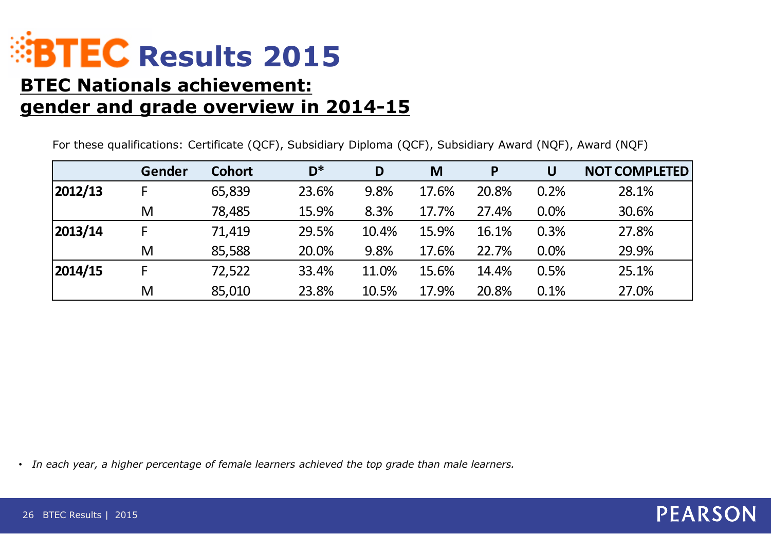# BTEC Results 2015

## BTEC Nationals achievement: gender and grade overview in 2014-15

For these qualifications: Certificate (QCF), Subsidiary Diploma (QCF), Subsidiary Award (NQF), Award (NQF)

| | Gender | Cohort | D* | D | M | P | U | NOT COMPLETED |
|---|---|---|---|---|---|---|---|---|
| **2012/13** | F | 65,839 | 23.6% | 9.8% | 17.6% | 20.8% | 0.2% | 28.1% |
| | M | 78,485 | 15.9% | 8.3% | 17.7% | 27.4% | 0.0% | 30.6% |
| **2013/14** | F | 71,419 | 29.5% | 10.4% | 15.9% | 16.1% | 0.3% | 27.8% |
| | M | 85,588 | 20.0% | 9.8% | 17.6% | 22.7% | 0.0% | 29.9% |
| **2014/15** | F | 72,522 | 33.4% | 11.0% | 15.6% | 14.4% | 0.5% | 25.1% |
| | M | 85,010 | 23.8% | 10.5% | 17.9% | 20.8% | 0.1% | 27.0% |

- *In each year, a higher percentage of female learners achieved the top grade than male learners.*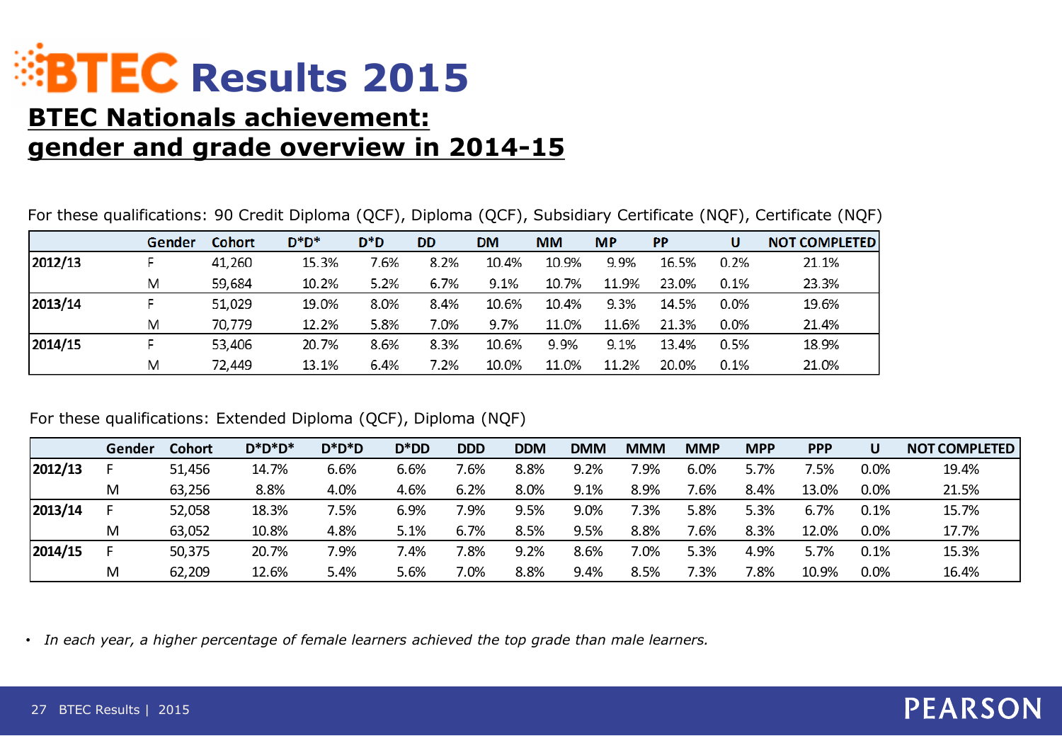# BTEC Results 2015

## BTEC Nationals achievement: gender and grade overview in 2014-15

For these qualifications: 90 Credit Diploma (QCF), Diploma (QCF), Subsidiary Certificate (NQF), Certificate (NQF)

| | Gender | Cohort | D*D* | D*D | DD | DM | MM | MP | PP | U | NOT COMPLETED |
|---|---|---|---|---|---|---|---|---|---|---|---|
| 2012/13 | F | 41,260 | 15.3% | 7.6% | 8.2% | 10.4% | 10.9% | 9.9% | 16.5% | 0.2% | 21.1% |
| | M | 59,684 | 10.2% | 5.2% | 6.7% | 9.1% | 10.7% | 11.9% | 23.0% | 0.1% | 23.3% |
| 2013/14 | F | 51,029 | 19.0% | 8.0% | 8.4% | 10.6% | 10.4% | 9.3% | 14.5% | 0.0% | 19.6% |
| | M | 70,779 | 12.2% | 5.8% | 7.0% | 9.7% | 11.0% | 11.6% | 21.3% | 0.0% | 21.4% |
| 2014/15 | F | 53,406 | 20.7% | 8.6% | 8.3% | 10.6% | 9.9% | 9.1% | 13.4% | 0.5% | 18.9% |
| | M | 72,449 | 13.1% | 6.4% | 7.2% | 10.0% | 11.0% | 11.2% | 20.0% | 0.1% | 21.0% |

For these qualifications: Extended Diploma (QCF), Diploma (NQF)

| | Gender | Cohort | D*D*D* | D*D*D | D*DD | DDD | DDM | DMM | MMM | MMP | MPP | PPP | U | NOT COMPLETED |
|---|---|---|---|---|---|---|---|---|---|---|---|---|---|---|
| 2012/13 | F | 51,456 | 14.7% | 6.6% | 6.6% | 7.6% | 8.8% | 9.2% | 7.9% | 6.0% | 5.7% | 7.5% | 0.0% | 19.4% |
| | M | 63,256 | 8.8% | 4.0% | 4.6% | 6.2% | 8.0% | 9.1% | 8.9% | 7.6% | 8.4% | 13.0% | 0.0% | 21.5% |
| 2013/14 | F | 52,058 | 18.3% | 7.5% | 6.9% | 7.9% | 9.5% | 9.0% | 7.3% | 5.8% | 5.3% | 6.7% | 0.1% | 15.7% |
| | M | 63,052 | 10.8% | 4.8% | 5.1% | 6.7% | 8.5% | 9.5% | 8.8% | 7.6% | 8.3% | 12.0% | 0.0% | 17.7% |
| 2014/15 | F | 50,375 | 20.7% | 7.9% | 7.4% | 7.8% | 9.2% | 8.6% | 7.0% | 5.3% | 4.9% | 5.7% | 0.1% | 15.3% |
| | M | 62,209 | 12.6% | 5.4% | 5.6% | 7.0% | 8.8% | 9.4% | 8.5% | 7.3% | 7.8% | 10.9% | 0.0% | 16.4% |

- *In each year, a higher percentage of female learners achieved the top grade than male learners.*